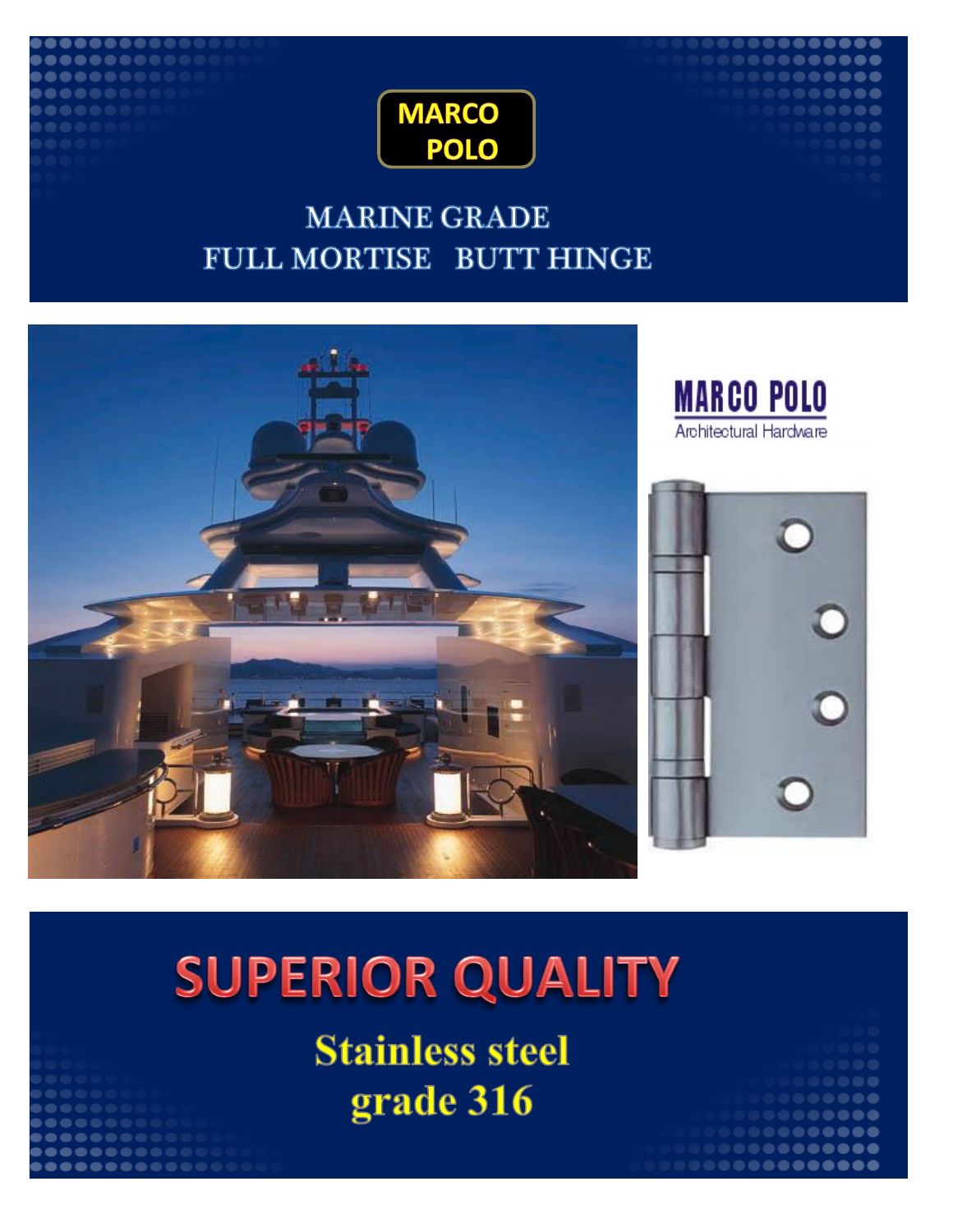MARCO POLO

# MARINE GRADE
# FULL MORTISE BUTT HINGE

MARCO POLO
Architectural Hardware

## SUPERIOR QUALITY

**Stainless steel**
**grade 316**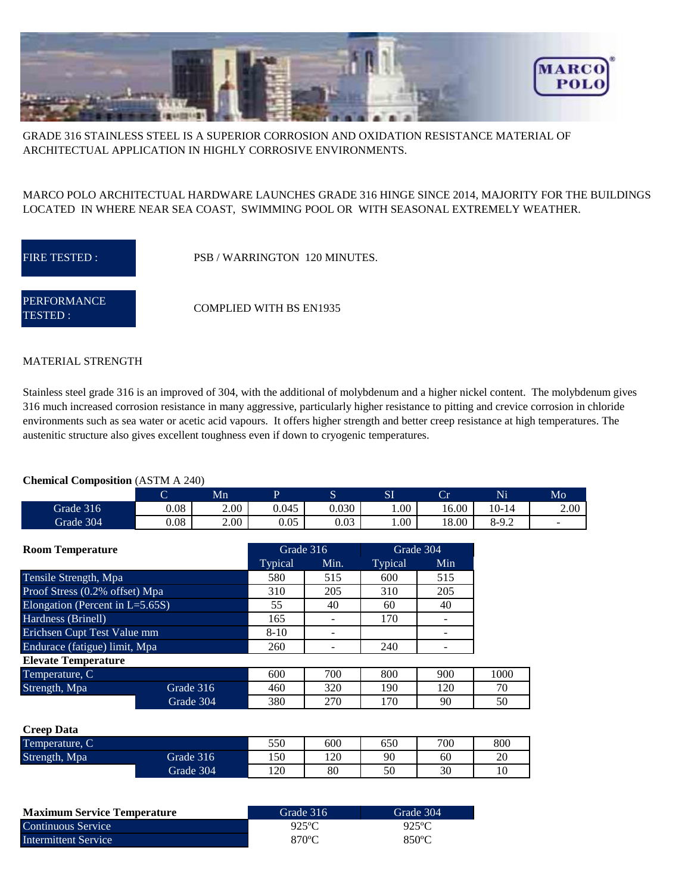GRADE 316 STAINLESS STEEL IS A SUPERIOR CORROSION AND OXIDATION RESISTANCE MATERIAL OF ARCHITECTUAL APPLICATION IN HIGHLY CORROSIVE ENVIRONMENTS.

MARCO POLO ARCHITECTUAL HARDWARE LAUNCHES GRADE 316 HINGE SINCE 2014, MAJORITY FOR THE BUILDINGS LOCATED IN WHERE NEAR SEA COAST, SWIMMING POOL OR WITH SEASONAL EXTREMELY WEATHER.

| | |
|---|---|
| FIRE TESTED : | PSB / WARRINGTON 120 MINUTES. |
| PERFORMANCE TESTED : | COMPLIED WITH BS EN1935 |

MATERIAL STRENGTH

Stainless steel grade 316 is an improved of 304, with the additional of molybdenum and a higher nickel content. The molybdenum gives 316 much increased corrosion resistance in many aggressive, particularly higher resistance to pitting and crevice corrosion in chloride environments such as sea water or acetic acid vapours. It offers higher strength and better creep resistance at high temperatures. The austenitic structure also gives excellent toughness even if down to cryogenic temperatures.

**Chemical Composition** (ASTM A 240)

| | C | Mn | P | S | SI | Cr | Ni | Mo |
|---|---|---|---|---|---|---|---|---|
| Grade 316 | 0.08 | 2.00 | 0.045 | 0.030 | 1.00 | 16.00 | 10-14 | 2.00 |
| Grade 304 | 0.08 | 2.00 | 0.05 | 0.03 | 1.00 | 18.00 | 8-9.2 | - |

| **Room Temperature** | Grade 316 | | Grade 304 | |
|---|---|---|---|---|
| | Typical | Min. | Typical | Min |
| Tensile Strength, Mpa | 580 | 515 | 600 | 515 |
| Proof Stress (0.2% offset) Mpa | 310 | 205 | 310 | 205 |
| Elongation (Percent in L=5.65S) | 55 | 40 | 60 | 40 |
| Hardness (Brinell) | 165 | - | 170 | - |
| Erichsen Cupt Test Value mm | 8-10 | - | | - |
| Endurace (fatigue) limit, Mpa | 260 | - | 240 | - |

**Elevate Temperature**

| | | | | | | |
|---|---|---|---|---|---|---|
| Temperature, C | | 600 | 700 | 800 | 900 | 1000 |
| Strength, Mpa | Grade 316 | 460 | 320 | 190 | 120 | 70 |
| | Grade 304 | 380 | 270 | 170 | 90 | 50 |

**Creep Data**

| | | | | | | |
|---|---|---|---|---|---|---|
| Temperature, C | | 550 | 600 | 650 | 700 | 800 |
| Strength, Mpa | Grade 316 | 150 | 120 | 90 | 60 | 20 |
| | Grade 304 | 120 | 80 | 50 | 30 | 10 |

| **Maximum Service Temperature** | Grade 316 | Grade 304 |
|---|---|---|
| Continuous Service | 925ºC | 925ºC |
| Intermittent Service | 870ºC | 850ºC |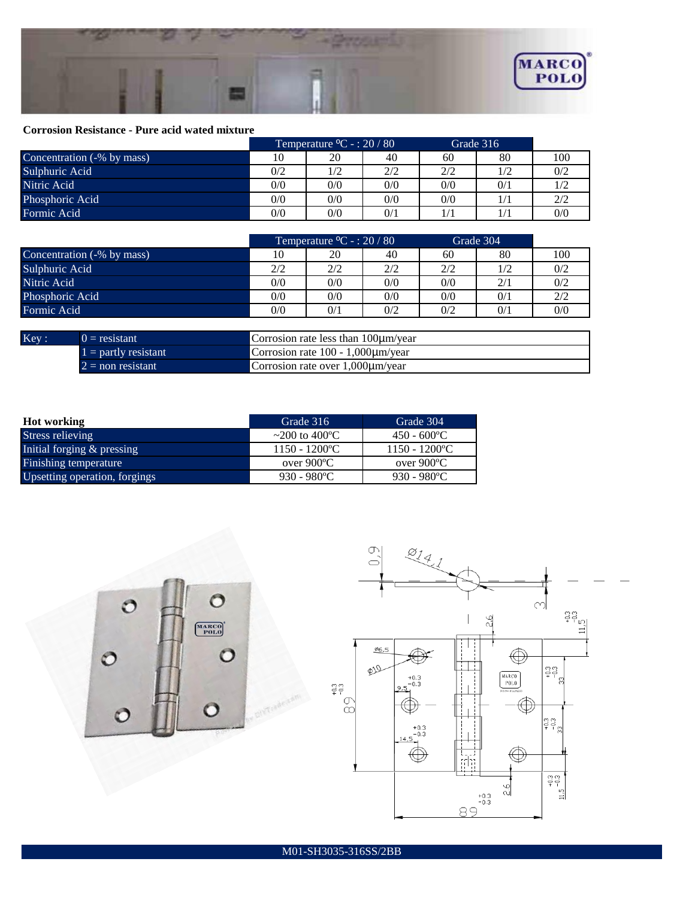**Corrosion Resistance - Pure acid wated mixture**

| | Temperature ºC - : 20 / 80 | | | Grade 316 | | |
|---|---|---|---|---|---|---|
| Concentration (-% by mass) | 10 | 20 | 40 | 60 | 80 | 100 |
| Sulphuric Acid | 0/2 | 1/2 | 2/2 | 2/2 | 1/2 | 0/2 |
| Nitric Acid | 0/0 | 0/0 | 0/0 | 0/0 | 0/1 | 1/2 |
| Phosphoric Acid | 0/0 | 0/0 | 0/0 | 0/0 | 1/1 | 2/2 |
| Formic Acid | 0/0 | 0/0 | 0/1 | 1/1 | 1/1 | 0/0 |

| | Temperature ºC - : 20 / 80 | | | Grade 304 | | |
|---|---|---|---|---|---|---|
| Concentration (-% by mass) | 10 | 20 | 40 | 60 | 80 | 100 |
| Sulphuric Acid | 2/2 | 2/2 | 2/2 | 2/2 | 1/2 | 0/2 |
| Nitric Acid | 0/0 | 0/0 | 0/0 | 0/0 | 2/1 | 0/2 |
| Phosphoric Acid | 0/0 | 0/0 | 0/0 | 0/0 | 0/1 | 2/2 |
| Formic Acid | 0/0 | 0/1 | 0/2 | 0/2 | 0/1 | 0/0 |

| Key : | | |
|---|---|---|
| | 0 = resistant | Corrosion rate less than 100µm/year |
| | 1 = partly resistant | Corrosion rate 100 - 1,000µm/year |
| | 2 = non resistant | Corrosion rate over 1,000µm/year |

| **Hot working** | Grade 316 | Grade 304 |
|---|---|---|
| Stress relieving | ~200 to 400ºC | 450 - 600ºC |
| Initial forging & pressing | 1150 - 1200ºC | 1150 - 1200ºC |
| Finishing temperature | over 900ºC | over 900ºC |
| Upsetting operation, forgings | 930 - 980ºC | 930 - 980ºC |

M01-SH3035-316SS/2BB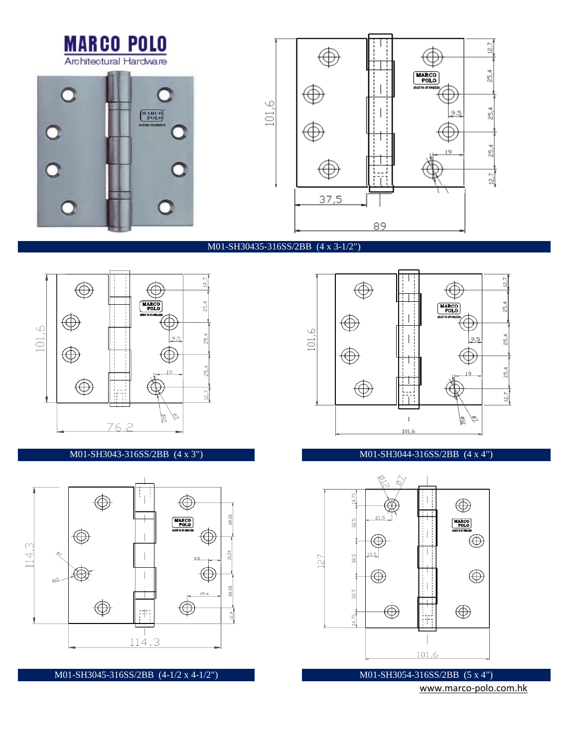**MARCO POLO**
Architectural Hardware

M01-SH30435-316SS/2BB (4 x 3-1/2")

M01-SH3043-316SS/2BB (4 x 3")

M01-SH3044-316SS/2BB (4 x 4")

M01-SH3045-316SS/2BB (4-1/2 x 4-1/2")

M01-SH3054-316SS/2BB (5 x 4")

www.marco-polo.com.hk